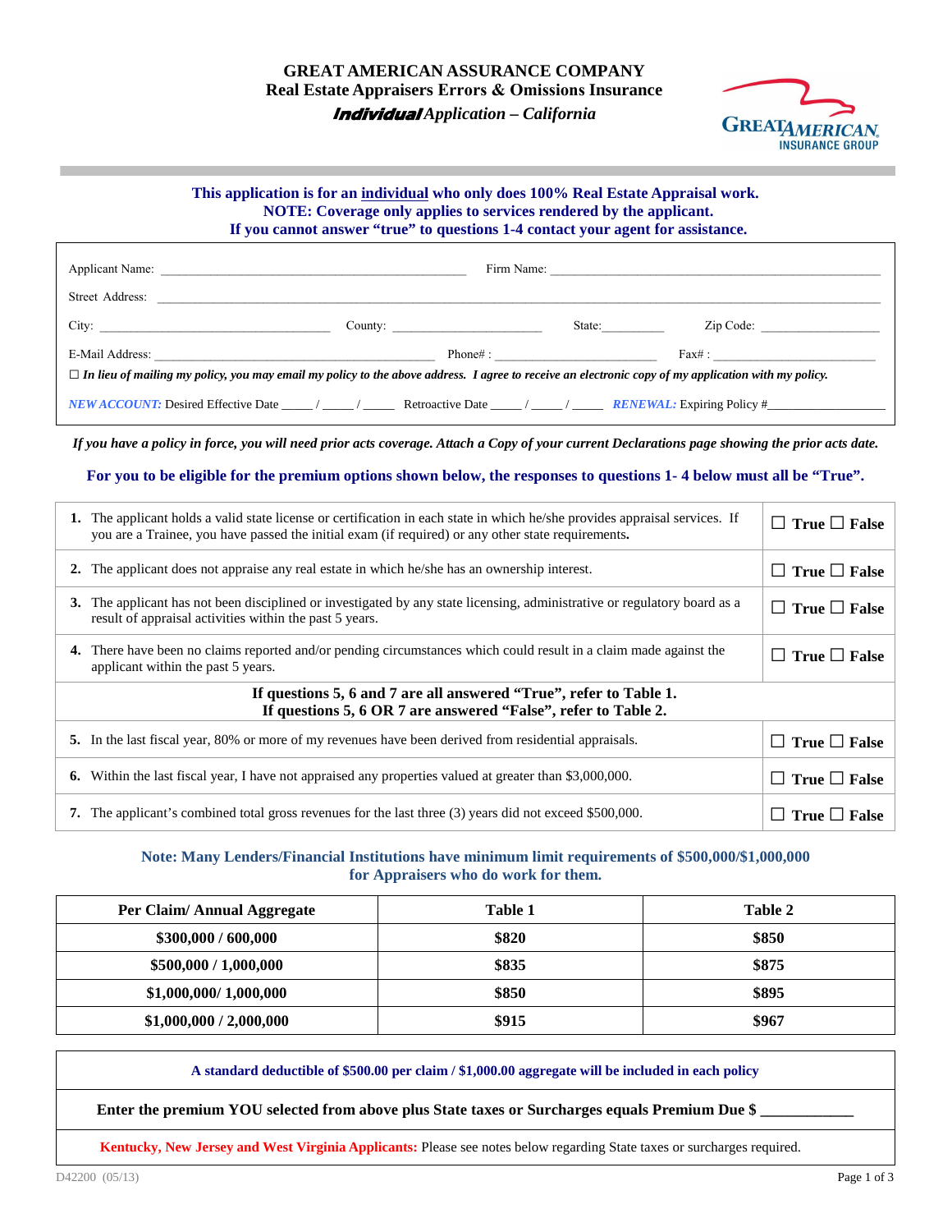# GREAT AMERICAN ASSURANCE COMPANY

## Real Estate Appraisers Errors & Omissions Insurance

### ***Individual*** *Application – California*

**This application is for an individual who only does 100% Real Estate Appraisal work.**
**NOTE: Coverage only applies to services rendered by the applicant.**
**If you cannot answer "true" to questions 1-4 contact your agent for assistance.**

Applicant Name: ______________________________ Firm Name: ______________________________

Street Address: ____________________________________________________________

City: ____________________ County: ____________________ State:__________ Zip Code: ______________

E-Mail Address: ______________________________ Phone# : ____________________ Fax# : ____________________

☐ *In lieu of mailing my policy, you may email my policy to the above address. I agree to receive an electronic copy of my application with my policy.*

*NEW ACCOUNT:* Desired Effective Date _____ / _____ / _____ Retroactive Date _____ / _____ / _____ *RENEWAL:* Expiring Policy #__________________

*If you have a policy in force, you will need prior acts coverage. Attach a Copy of your current Declarations page showing the prior acts date.*

**For you to be eligible for the premium options shown below, the responses to questions 1- 4 below must all be "True".**

| | |
|---|---|
| **1.** The applicant holds a valid state license or certification in each state in which he/she provides appraisal services. If you are a Trainee, you have passed the initial exam (if required) or any other state requirements. | ☐ **True** ☐ **False** |
| **2.** The applicant does not appraise any real estate in which he/she has an ownership interest. | ☐ **True** ☐ **False** |
| **3.** The applicant has not been disciplined or investigated by any state licensing, administrative or regulatory board as a result of appraisal activities within the past 5 years. | ☐ **True** ☐ **False** |
| **4.** There have been no claims reported and/or pending circumstances which could result in a claim made against the applicant within the past 5 years. | ☐ **True** ☐ **False** |
| **If questions 5, 6 and 7 are all answered "True", refer to Table 1. If questions 5, 6 OR 7 are answered "False", refer to Table 2.** | |
| **5.** In the last fiscal year, 80% or more of my revenues have been derived from residential appraisals. | ☐ **True** ☐ **False** |
| **6.** Within the last fiscal year, I have not appraised any properties valued at greater than $3,000,000. | ☐ **True** ☐ **False** |
| **7.** The applicant's combined total gross revenues for the last three (3) years did not exceed $500,000. | ☐ **True** ☐ **False** |

**Note: Many Lenders/Financial Institutions have minimum limit requirements of $500,000/$1,000,000 for Appraisers who do work for them.**

| Per Claim/ Annual Aggregate | Table 1 | Table 2 |
|---|---|---|
| **$300,000 / 600,000** | **$820** | **$850** |
| **$500,000 / 1,000,000** | **$835** | **$875** |
| **$1,000,000/ 1,000,000** | **$850** | **$895** |
| **$1,000,000 / 2,000,000** | **$915** | **$967** |

**A standard deductible of $500.00 per claim / $1,000.00 aggregate will be included in each policy**

**Enter the premium YOU selected from above plus State taxes or Surcharges equals Premium Due $ ____________**

**Kentucky, New Jersey and West Virginia Applicants:** Please see notes below regarding State taxes or surcharges required.

D42200 (05/13)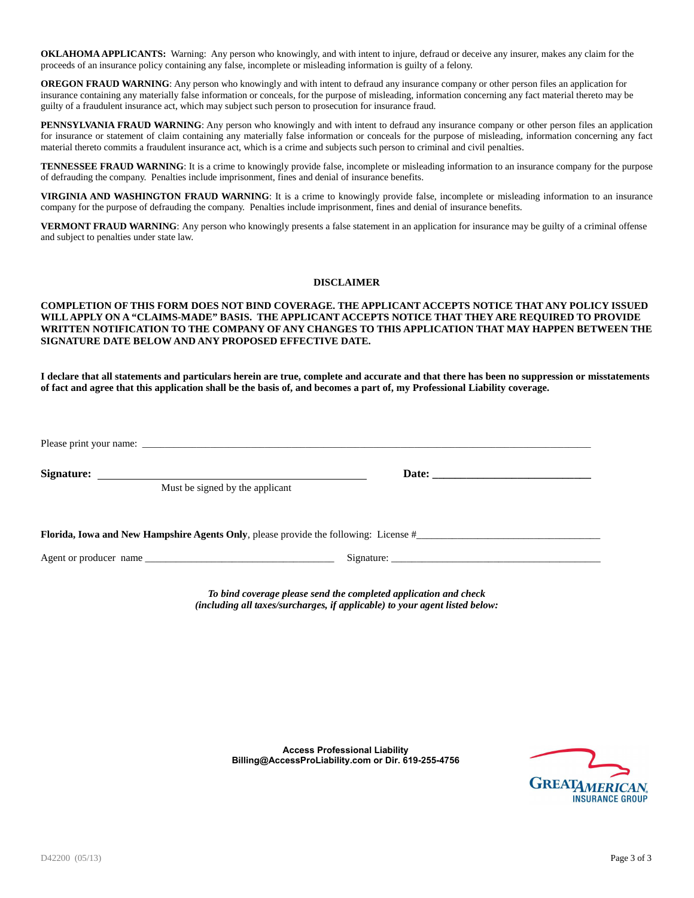**OKLAHOMA APPLICANTS:** Warning: Any person who knowingly, and with intent to injure, defraud or deceive any insurer, makes any claim for the proceeds of an insurance policy containing any false, incomplete or misleading information is guilty of a felony.

**OREGON FRAUD WARNING**: Any person who knowingly and with intent to defraud any insurance company or other person files an application for insurance containing any materially false information or conceals, for the purpose of misleading, information concerning any fact material thereto may be guilty of a fraudulent insurance act, which may subject such person to prosecution for insurance fraud.

**PENNSYLVANIA FRAUD WARNING**: Any person who knowingly and with intent to defraud any insurance company or other person files an application for insurance or statement of claim containing any materially false information or conceals for the purpose of misleading, information concerning any fact material thereto commits a fraudulent insurance act, which is a crime and subjects such person to criminal and civil penalties.

**TENNESSEE FRAUD WARNING**: It is a crime to knowingly provide false, incomplete or misleading information to an insurance company for the purpose of defrauding the company. Penalties include imprisonment, fines and denial of insurance benefits.

**VIRGINIA AND WASHINGTON FRAUD WARNING**: It is a crime to knowingly provide false, incomplete or misleading information to an insurance company for the purpose of defrauding the company. Penalties include imprisonment, fines and denial of insurance benefits.

**VERMONT FRAUD WARNING**: Any person who knowingly presents a false statement in an application for insurance may be guilty of a criminal offense and subject to penalties under state law.

**DISCLAIMER**

**COMPLETION OF THIS FORM DOES NOT BIND COVERAGE. THE APPLICANT ACCEPTS NOTICE THAT ANY POLICY ISSUED WILL APPLY ON A "CLAIMS-MADE" BASIS. THE APPLICANT ACCEPTS NOTICE THAT THEY ARE REQUIRED TO PROVIDE WRITTEN NOTIFICATION TO THE COMPANY OF ANY CHANGES TO THIS APPLICATION THAT MAY HAPPEN BETWEEN THE SIGNATURE DATE BELOW AND ANY PROPOSED EFFECTIVE DATE.**

**I declare that all statements and particulars herein are true, complete and accurate and that there has been no suppression or misstatements of fact and agree that this application shall be the basis of, and becomes a part of, my Professional Liability coverage.**

Please print your name: ______________________________________________

**Signature:** ______________________________ **Date:** ______________________

Must be signed by the applicant

**Florida, Iowa and New Hampshire Agents Only**, please provide the following: License #______________________

Agent or producer name ______________________ Signature: ______________________

***To bind coverage please send the completed application and check (including all taxes/surcharges, if applicable) to your agent listed below:***

**Access Professional Liability**
**Billing@AccessProLiability.com or Dir. 619-255-4756**

GREAT AMERICAN INSURANCE GROUP

D42200 (05/13)